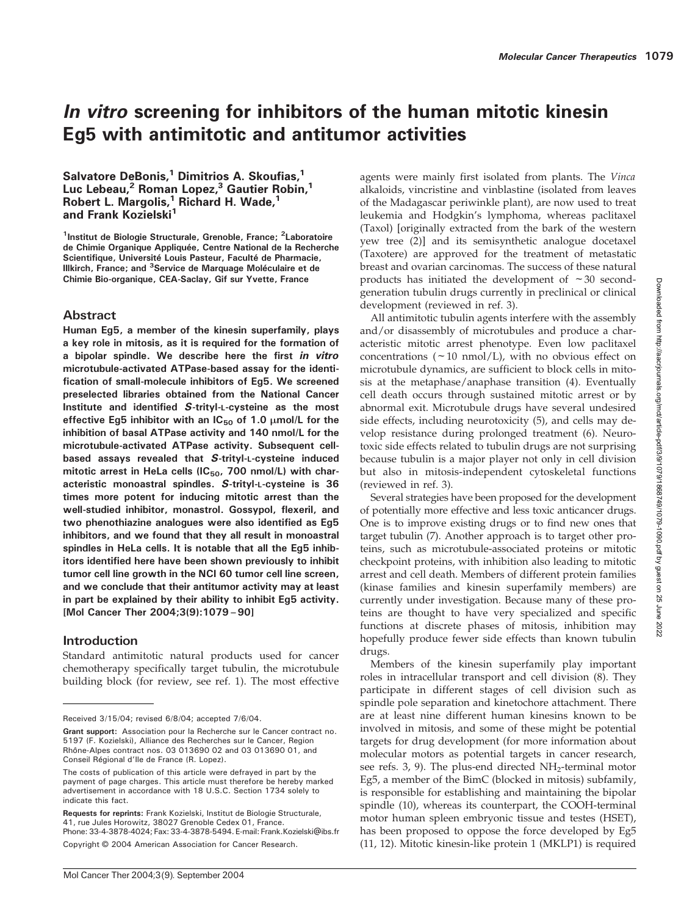# *In vitro* screening for inhibitors of the human mitotic kinesin Eg5 with antimitotic and antitumor activities

**Salvatore DeBonis,[1] Dimitrios A. Skoufias,[1] Luc Lebeau,[2] Roman Lopez,[3] Gautier Robin,[1] Robert L. Margolis,[1] Richard H. Wade,[1] and Frank Kozielski[1]**

[1]Institut de Biologie Structurale, Grenoble, France; [2]Laboratoire de Chimie Organique Appliquée, Centre National de la Recherche Scientifique, Université Louis Pasteur, Faculté de Pharmacie, Illkirch, France; and [3]Service de Marquage Moléculaire et de Chimie Bio-organique, CEA-Saclay, Gif sur Yvette, France

## Abstract

**Human Eg5, a member of the kinesin superfamily, plays a key role in mitosis, as it is required for the formation of a bipolar spindle. We describe here the first *in vitro* microtubule-activated ATPase-based assay for the identification of small-molecule inhibitors of Eg5. We screened preselected libraries obtained from the National Cancer Institute and identified *S*-trityl-L-cysteine as the most effective Eg5 inhibitor with an $IC_{50}$ of 1.0 μmol/L for the inhibition of basal ATPase activity and 140 nmol/L for the microtubule-activated ATPase activity. Subsequent cell-based assays revealed that *S*-trityl-L-cysteine induced mitotic arrest in HeLa cells ($IC_{50}$, 700 nmol/L) with characteristic monoastral spindles. *S*-trityl-L-cysteine is 36 times more potent for inducing mitotic arrest than the well-studied inhibitor, monastrol. Gossypol, flexeril, and two phenothiazine analogues were also identified as Eg5 inhibitors, and we found that they all result in monoastral spindles in HeLa cells. It is notable that all the Eg5 inhibitors identified here have been shown previously to inhibit tumor cell line growth in the NCI 60 tumor cell line screen, and we conclude that their antitumor activity may at least in part be explained by their ability to inhibit Eg5 activity. [Mol Cancer Ther 2004;3(9):1079–90]**

## Introduction

Standard antimitotic natural products used for cancer chemotherapy specifically target tubulin, the microtubule building block (for review, see ref. 1). The most effective agents were mainly first isolated from plants. The *Vinca* alkaloids, vincristine and vinblastine (isolated from leaves of the Madagascar periwinkle plant), are now used to treat leukemia and Hodgkin's lymphoma, whereas paclitaxel (Taxol) [originally extracted from the bark of the western yew tree (2)] and its semisynthetic analogue docetaxel (Taxotere) are approved for the treatment of metastatic breast and ovarian carcinomas. The success of these natural products has initiated the development of ~30 second-generation tubulin drugs currently in preclinical or clinical development (reviewed in ref. 3).

All antimitotic tubulin agents interfere with the assembly and/or disassembly of microtubules and produce a characteristic mitotic arrest phenotype. Even low paclitaxel concentrations (~10 nmol/L), with no obvious effect on microtubule dynamics, are sufficient to block cells in mitosis at the metaphase/anaphase transition (4). Eventually cell death occurs through sustained mitotic arrest or by abnormal exit. Microtubule drugs have several undesired side effects, including neurotoxicity (5), and cells may develop resistance during prolonged treatment (6). Neurotoxic side effects related to tubulin drugs are not surprising because tubulin is a major player not only in cell division but also in mitosis-independent cytoskeletal functions (reviewed in ref. 3).

Several strategies have been proposed for the development of potentially more effective and less toxic anticancer drugs. One is to improve existing drugs or to find new ones that target tubulin (7). Another approach is to target other proteins, such as microtubule-associated proteins or mitotic checkpoint proteins, with inhibition also leading to mitotic arrest and cell death. Members of different protein families (kinase families and kinesin superfamily members) are currently under investigation. Because many of these proteins are thought to have very specialized and specific functions at discrete phases of mitosis, inhibition may hopefully produce fewer side effects than known tubulin drugs.

Members of the kinesin superfamily play important roles in intracellular transport and cell division (8). They participate in different stages of cell division such as spindle pole separation and kinetochore attachment. There are at least nine different human kinesins known to be involved in mitosis, and some of these might be potential targets for drug development (for more information about molecular motors as potential targets in cancer research, see refs. 3, 9). The plus-end directed $NH_2$-terminal motor Eg5, a member of the BimC (blocked in mitosis) subfamily, is responsible for establishing and maintaining the bipolar spindle (10), whereas its counterpart, the COOH-terminal motor human spleen embryonic tissue and testes (HSET), has been proposed to oppose the force developed by Eg5 (11, 12). Mitotic kinesin-like protein 1 (MKLP1) is required

---

Received 3/15/04; revised 6/8/04; accepted 7/6/04.

**Grant support:** Association pour la Recherche sur le Cancer contract no. 5197 (F. Kozielski), Alliance des Recherches sur le Cancer, Region Rhône-Alpes contract nos. 03 013690 02 and 03 013690 01, and Conseil Régional d'Ile de France (R. Lopez).

The costs of publication of this article were defrayed in part by the payment of page charges. This article must therefore be hereby marked advertisement in accordance with 18 U.S.C. Section 1734 solely to indicate this fact.

**Requests for reprints:** Frank Kozielski, Institut de Biologie Structurale, 41, rue Jules Horowitz, 38027 Grenoble Cedex 01, France. Phone: 33-4-3878-4024; Fax: 33-4-3878-5494. E-mail: Frank.Kozielski@ibs.fr

Copyright © 2004 American Association for Cancer Research.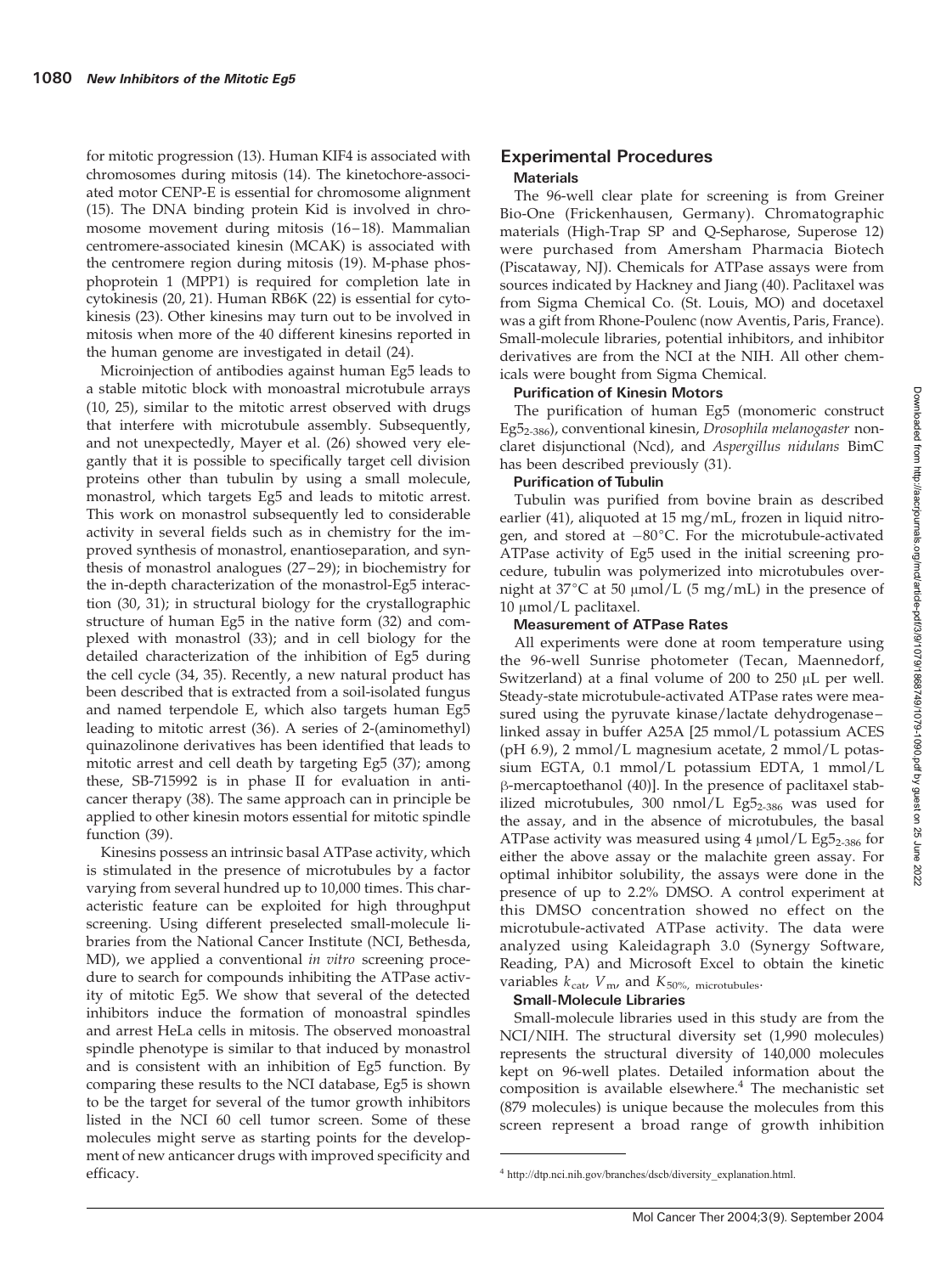for mitotic progression (13). Human KIF4 is associated with chromosomes during mitosis (14). The kinetochore-associated motor CENP-E is essential for chromosome alignment (15). The DNA binding protein Kid is involved in chromosome movement during mitosis (16–18). Mammalian centromere-associated kinesin (MCAK) is associated with the centromere region during mitosis (19). M-phase phosphoprotein 1 (MPP1) is required for completion late in cytokinesis (20, 21). Human RB6K (22) is essential for cytokinesis (23). Other kinesins may turn out to be involved in mitosis when more of the 40 different kinesins reported in the human genome are investigated in detail (24).

Microinjection of antibodies against human Eg5 leads to a stable mitotic block with monoastral microtubule arrays (10, 25), similar to the mitotic arrest observed with drugs that interfere with microtubule assembly. Subsequently, and not unexpectedly, Mayer et al. (26) showed very elegantly that it is possible to specifically target cell division proteins other than tubulin by using a small molecule, monastrol, which targets Eg5 and leads to mitotic arrest. This work on monastrol subsequently led to considerable activity in several fields such as in chemistry for the improved synthesis of monastrol, enantioseparation, and synthesis of monastrol analogues (27–29); in biochemistry for the in-depth characterization of the monastrol-Eg5 interaction (30, 31); in structural biology for the crystallographic structure of human Eg5 in the native form (32) and complexed with monastrol (33); and in cell biology for the detailed characterization of the inhibition of Eg5 during the cell cycle (34, 35). Recently, a new natural product has been described that is extracted from a soil-isolated fungus and named terpendole E, which also targets human Eg5 leading to mitotic arrest (36). A series of 2-(aminomethyl) quinazolinone derivatives has been identified that leads to mitotic arrest and cell death by targeting Eg5 (37); among these, SB-715992 is in phase II for evaluation in anticancer therapy (38). The same approach can in principle be applied to other kinesin motors essential for mitotic spindle function (39).

Kinesins possess an intrinsic basal ATPase activity, which is stimulated in the presence of microtubules by a factor varying from several hundred up to 10,000 times. This characteristic feature can be exploited for high throughput screening. Using different preselected small-molecule libraries from the National Cancer Institute (NCI, Bethesda, MD), we applied a conventional *in vitro* screening procedure to search for compounds inhibiting the ATPase activity of mitotic Eg5. We show that several of the detected inhibitors induce the formation of monoastral spindles and arrest HeLa cells in mitosis. The observed monoastral spindle phenotype is similar to that induced by monastrol and is consistent with an inhibition of Eg5 function. By comparing these results to the NCI database, Eg5 is shown to be the target for several of the tumor growth inhibitors listed in the NCI 60 cell tumor screen. Some of these molecules might serve as starting points for the development of new anticancer drugs with improved specificity and efficacy.

## Experimental Procedures

### Materials

The 96-well clear plate for screening is from Greiner Bio-One (Frickenhausen, Germany). Chromatographic materials (High-Trap SP and Q-Sepharose, Superose 12) were purchased from Amersham Pharmacia Biotech (Piscataway, NJ). Chemicals for ATPase assays were from sources indicated by Hackney and Jiang (40). Paclitaxel was from Sigma Chemical Co. (St. Louis, MO) and docetaxel was a gift from Rhone-Poulenc (now Aventis, Paris, France). Small-molecule libraries, potential inhibitors, and inhibitor derivatives are from the NCI at the NIH. All other chemicals were bought from Sigma Chemical.

### Purification of Kinesin Motors

The purification of human Eg5 (monomeric construct $Eg5_{2-386}$), conventional kinesin, *Drosophila melanogaster* nonclaret disjunctional (Ncd), and *Aspergillus nidulans* BimC has been described previously (31).

### Purification of Tubulin

Tubulin was purified from bovine brain as described earlier (41), aliquoted at 15 mg/mL, frozen in liquid nitrogen, and stored at −80°C. For the microtubule-activated ATPase activity of Eg5 used in the initial screening procedure, tubulin was polymerized into microtubules overnight at 37°C at 50 μmol/L (5 mg/mL) in the presence of 10 μmol/L paclitaxel.

### Measurement of ATPase Rates

All experiments were done at room temperature using the 96-well Sunrise photometer (Tecan, Maennedorf, Switzerland) at a final volume of 200 to 250 μL per well. Steady-state microtubule-activated ATPase rates were measured using the pyruvate kinase/lactate dehydrogenase–linked assay in buffer A25A [25 mmol/L potassium ACES (pH 6.9), 2 mmol/L magnesium acetate, 2 mmol/L potassium EGTA, 0.1 mmol/L potassium EDTA, 1 mmol/L β-mercaptoethanol (40)]. In the presence of paclitaxel stabilized microtubules, 300 nmol/L $Eg5_{2-386}$ was used for the assay, and in the absence of microtubules, the basal ATPase activity was measured using 4 μmol/L $Eg5_{2-386}$ for either the above assay or the malachite green assay. For optimal inhibitor solubility, the assays were done in the presence of up to 2.2% DMSO. A control experiment at this DMSO concentration showed no effect on the microtubule-activated ATPase activity. The data were analyzed using Kaleidagraph 3.0 (Synergy Software, Reading, PA) and Microsoft Excel to obtain the kinetic variables $k_{cat}$, $V_m$, and $K_{50\%,\ microtubules}$.

### Small-Molecule Libraries

Small-molecule libraries used in this study are from the NCI/NIH. The structural diversity set (1,990 molecules) represents the structural diversity of 140,000 molecules kept on 96-well plates. Detailed information about the composition is available elsewhere.[4] The mechanistic set (879 molecules) is unique because the molecules from this screen represent a broad range of growth inhibition

[4] http://dtp.nci.nih.gov/branches/dscb/diversity_explanation.html.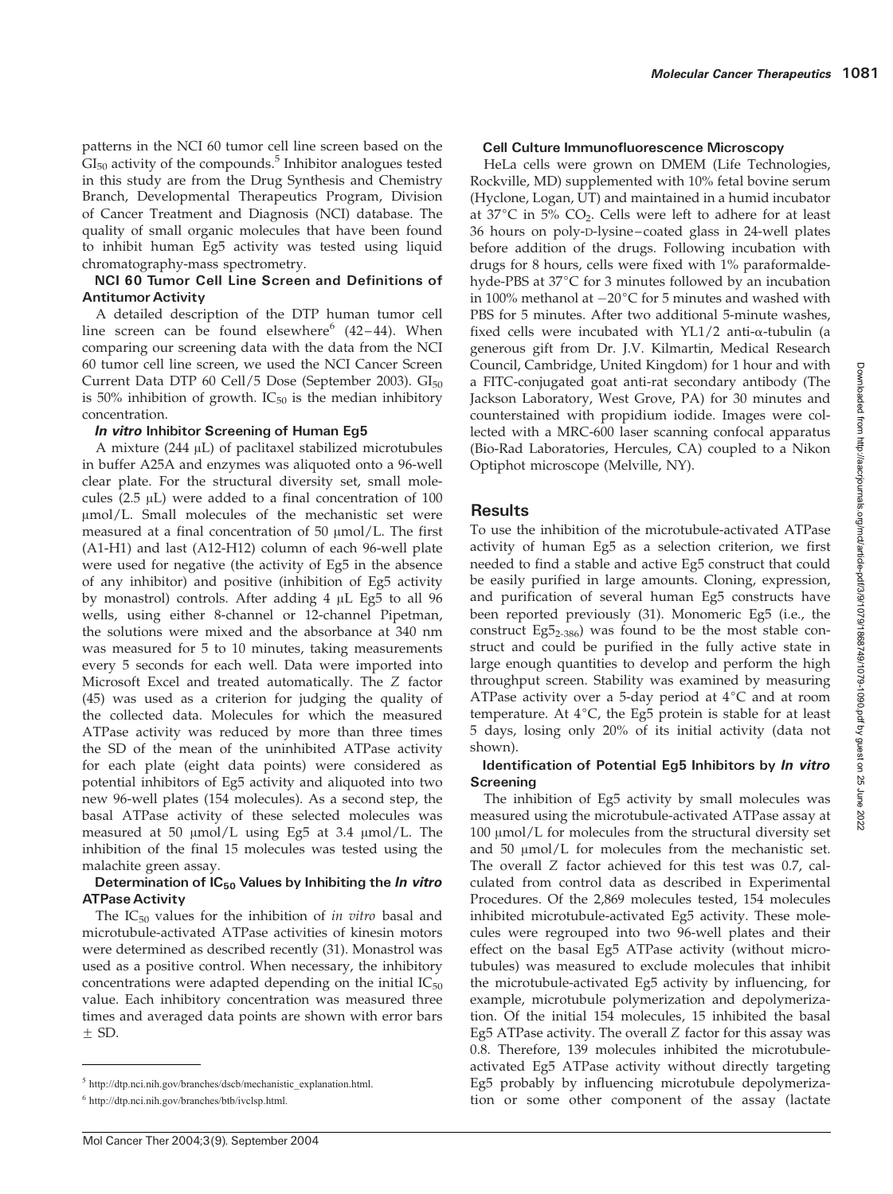patterns in the NCI 60 tumor cell line screen based on the $GI_{50}$ activity of the compounds.[5] Inhibitor analogues tested in this study are from the Drug Synthesis and Chemistry Branch, Developmental Therapeutics Program, Division of Cancer Treatment and Diagnosis (NCI) database. The quality of small organic molecules that have been found to inhibit human Eg5 activity was tested using liquid chromatography-mass spectrometry.

### NCI 60 Tumor Cell Line Screen and Definitions of Antitumor Activity

A detailed description of the DTP human tumor cell line screen can be found elsewhere[6] (42–44). When comparing our screening data with the data from the NCI 60 tumor cell line screen, we used the NCI Cancer Screen Current Data DTP 60 Cell/5 Dose (September 2003). $GI_{50}$ is 50% inhibition of growth. $IC_{50}$ is the median inhibitory concentration.

### *In vitro* Inhibitor Screening of Human Eg5

A mixture (244 μL) of paclitaxel stabilized microtubules in buffer A25A and enzymes was aliquoted onto a 96-well clear plate. For the structural diversity set, small molecules (2.5 μL) were added to a final concentration of 100 μmol/L. Small molecules of the mechanistic set were measured at a final concentration of 50 μmol/L. The first (A1-H1) and last (A12-H12) column of each 96-well plate were used for negative (the activity of Eg5 in the absence of any inhibitor) and positive (inhibition of Eg5 activity by monastrol) controls. After adding 4 μL Eg5 to all 96 wells, using either 8-channel or 12-channel Pipetman, the solutions were mixed and the absorbance at 340 nm was measured for 5 to 10 minutes, taking measurements every 5 seconds for each well. Data were imported into Microsoft Excel and treated automatically. The *Z* factor (45) was used as a criterion for judging the quality of the collected data. Molecules for which the measured ATPase activity was reduced by more than three times the SD of the mean of the uninhibited ATPase activity for each plate (eight data points) were considered as potential inhibitors of Eg5 activity and aliquoted into two new 96-well plates (154 molecules). As a second step, the basal ATPase activity of these selected molecules was measured at 50 μmol/L using Eg5 at 3.4 μmol/L. The inhibition of the final 15 molecules was tested using the malachite green assay.

### Determination of $IC_{50}$ Values by Inhibiting the *In vitro* ATPase Activity

The $IC_{50}$ values for the inhibition of *in vitro* basal and microtubule-activated ATPase activities of kinesin motors were determined as described recently (31). Monastrol was used as a positive control. When necessary, the inhibitory concentrations were adapted depending on the initial $IC_{50}$ value. Each inhibitory concentration was measured three times and averaged data points are shown with error bars ± SD.

### Cell Culture Immunofluorescence Microscopy

HeLa cells were grown on DMEM (Life Technologies, Rockville, MD) supplemented with 10% fetal bovine serum (Hyclone, Logan, UT) and maintained in a humid incubator at 37°C in 5% $CO_2$. Cells were left to adhere for at least 36 hours on poly-D-lysine–coated glass in 24-well plates before addition of the drugs. Following incubation with drugs for 8 hours, cells were fixed with 1% paraformaldehyde-PBS at 37°C for 3 minutes followed by an incubation in 100% methanol at −20°C for 5 minutes and washed with PBS for 5 minutes. After two additional 5-minute washes, fixed cells were incubated with YL1/2 anti-α-tubulin (a generous gift from Dr. J.V. Kilmartin, Medical Research Council, Cambridge, United Kingdom) for 1 hour and with a FITC-conjugated goat anti-rat secondary antibody (The Jackson Laboratory, West Grove, PA) for 30 minutes and counterstained with propidium iodide. Images were collected with a MRC-600 laser scanning confocal apparatus (Bio-Rad Laboratories, Hercules, CA) coupled to a Nikon Optiphot microscope (Melville, NY).

## Results

To use the inhibition of the microtubule-activated ATPase activity of human Eg5 as a selection criterion, we first needed to find a stable and active Eg5 construct that could be easily purified in large amounts. Cloning, expression, and purification of several human Eg5 constructs have been reported previously (31). Monomeric Eg5 (i.e., the construct $Eg5_{2\text{-}386}$) was found to be the most stable construct and could be purified in the fully active state in large enough quantities to develop and perform the high throughput screen. Stability was examined by measuring ATPase activity over a 5-day period at 4°C and at room temperature. At 4°C, the Eg5 protein is stable for at least 5 days, losing only 20% of its initial activity (data not shown).

### Identification of Potential Eg5 Inhibitors by *In vitro* Screening

The inhibition of Eg5 activity by small molecules was measured using the microtubule-activated ATPase assay at 100 μmol/L for molecules from the structural diversity set and 50 μmol/L for molecules from the mechanistic set. The overall *Z* factor achieved for this test was 0.7, calculated from control data as described in Experimental Procedures. Of the 2,869 molecules tested, 154 molecules inhibited microtubule-activated Eg5 activity. These molecules were regrouped into two 96-well plates and their effect on the basal Eg5 ATPase activity (without microtubules) was measured to exclude molecules that inhibit the microtubule-activated Eg5 activity by influencing, for example, microtubule polymerization and depolymerization. Of the initial 154 molecules, 15 inhibited the basal Eg5 ATPase activity. The overall *Z* factor for this assay was 0.8. Therefore, 139 molecules inhibited the microtubule-activated Eg5 ATPase activity without directly targeting Eg5 probably by influencing microtubule depolymerization or some other component of the assay (lactate

[5] http://dtp.nci.nih.gov/branches/dscb/mechanistic_explanation.html.

[6] http://dtp.nci.nih.gov/branches/btb/ivclsp.html.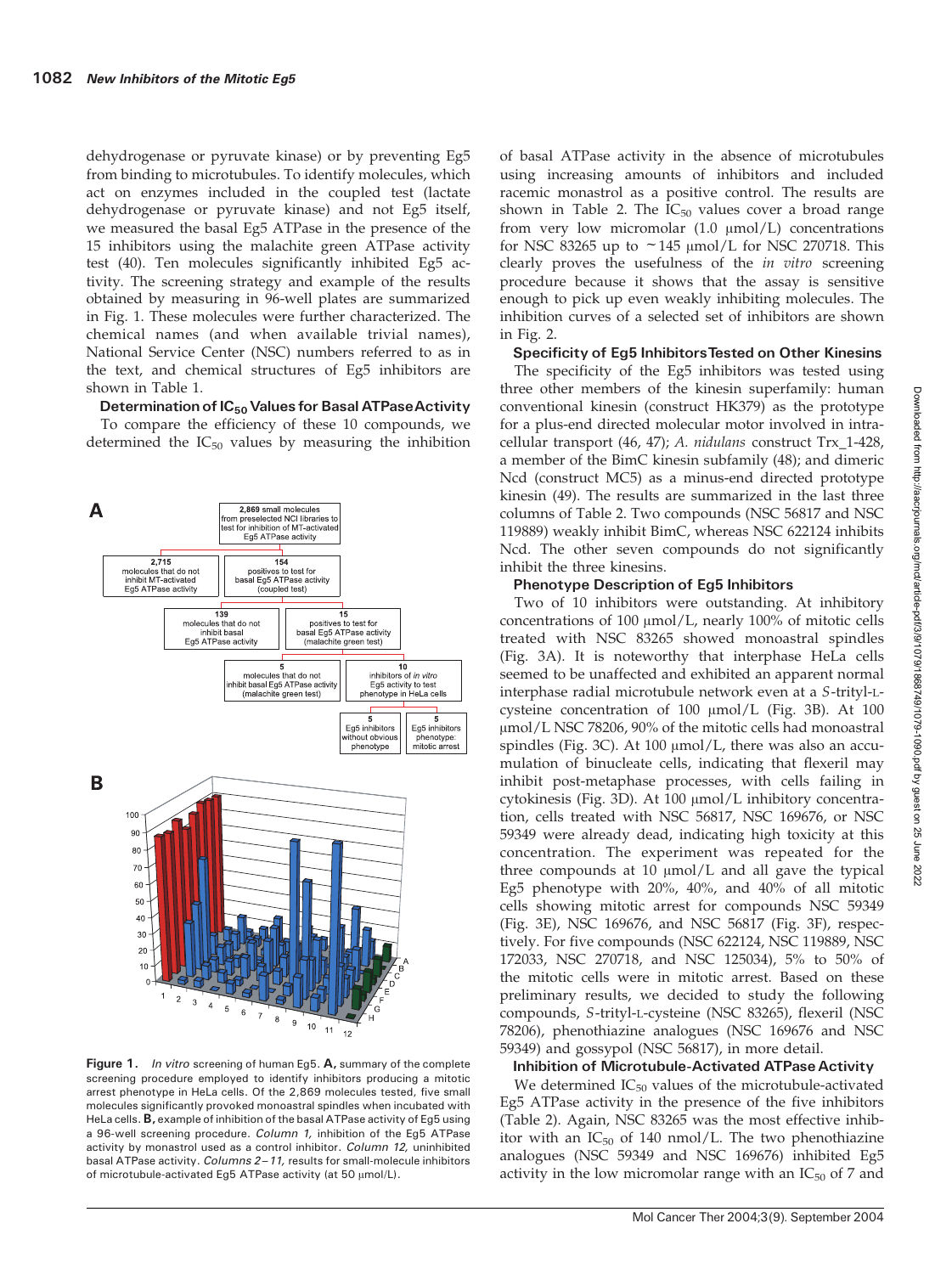dehydrogenase or pyruvate kinase) or by preventing Eg5 from binding to microtubules. To identify molecules, which act on enzymes included in the coupled test (lactate dehydrogenase or pyruvate kinase) and not Eg5 itself, we measured the basal Eg5 ATPase in the presence of the 15 inhibitors using the malachite green ATPase activity test (40). Ten molecules significantly inhibited Eg5 activity. The screening strategy and example of the results obtained by measuring in 96-well plates are summarized in Fig. 1. These molecules were further characterized. The chemical names (and when available trivial names), National Service Center (NSC) numbers referred to as in the text, and chemical structures of Eg5 inhibitors are shown in Table 1.

### Determination of $IC_{50}$ Values for Basal ATPase Activity

To compare the efficiency of these 10 compounds, we determined the $IC_{50}$ values by measuring the inhibition of basal ATPase activity in the absence of microtubules using increasing amounts of inhibitors and included racemic monastrol as a positive control. The results are shown in Table 2. The $IC_{50}$ values cover a broad range from very low micromolar (1.0 μmol/L) concentrations for NSC 83265 up to ~145 μmol/L for NSC 270718. This clearly proves the usefulness of the *in vitro* screening procedure because it shows that the assay is sensitive enough to pick up even weakly inhibiting molecules. The inhibition curves of a selected set of inhibitors are shown in Fig. 2.

**Figure 1.** *In vitro* screening of human Eg5. **A,** summary of the complete screening procedure employed to identify inhibitors producing a mitotic arrest phenotype in HeLa cells. Of the 2,869 molecules tested, five small molecules significantly provoked monoastral spindles when incubated with HeLa cells. **B,** example of inhibition of the basal ATPase activity of Eg5 using a 96-well screening procedure. *Column 1,* inhibition of the Eg5 ATPase activity by monastrol used as a control inhibitor. *Column 12,* uninhibited basal ATPase activity. *Columns 2–11,* results for small-molecule inhibitors of microtubule-activated Eg5 ATPase activity (at 50 μmol/L).

### Specificity of Eg5 Inhibitors Tested on Other Kinesins

The specificity of the Eg5 inhibitors was tested using three other members of the kinesin superfamily: human conventional kinesin (construct HK379) as the prototype for a plus-end directed molecular motor involved in intracellular transport (46, 47); *A. nidulans* construct Trx_1-428, a member of the BimC kinesin subfamily (48); and dimeric Ncd (construct MC5) as a minus-end directed prototype kinesin (49). The results are summarized in the last three columns of Table 2. Two compounds (NSC 56817 and NSC 119889) weakly inhibit BimC, whereas NSC 622124 inhibits Ncd. The other seven compounds do not significantly inhibit the three kinesins.

### Phenotype Description of Eg5 Inhibitors

Two of 10 inhibitors were outstanding. At inhibitory concentrations of 100 μmol/L, nearly 100% of mitotic cells treated with NSC 83265 showed monoastral spindles (Fig. 3A). It is noteworthy that interphase HeLa cells seemed to be unaffected and exhibited an apparent normal interphase radial microtubule network even at a *S*-trityl-L-cysteine concentration of 100 μmol/L (Fig. 3B). At 100 μmol/L NSC 78206, 90% of the mitotic cells had monoastral spindles (Fig. 3C). At 100 μmol/L, there was also an accumulation of binucleate cells, indicating that flexeril may inhibit post-metaphase processes, with cells failing in cytokinesis (Fig. 3D). At 100 μmol/L inhibitory concentration, cells treated with NSC 56817, NSC 169676, or NSC 59349 were already dead, indicating high toxicity at this concentration. The experiment was repeated for the three compounds at 10 μmol/L and all gave the typical Eg5 phenotype with 20%, 40%, and 40% of all mitotic cells showing mitotic arrest for compounds NSC 59349 (Fig. 3E), NSC 169676, and NSC 56817 (Fig. 3F), respectively. For five compounds (NSC 622124, NSC 119889, NSC 172033, NSC 270718, and NSC 125034), 5% to 50% of the mitotic cells were in mitotic arrest. Based on these preliminary results, we decided to study the following compounds, *S*-trityl-L-cysteine (NSC 83265), flexeril (NSC 78206), phenothiazine analogues (NSC 169676 and NSC 59349) and gossypol (NSC 56817), in more detail.

### Inhibition of Microtubule-Activated ATPase Activity

We determined $IC_{50}$ values of the microtubule-activated Eg5 ATPase activity in the presence of the five inhibitors (Table 2). Again, NSC 83265 was the most effective inhibitor with an $IC_{50}$ of 140 nmol/L. The two phenothiazine analogues (NSC 59349 and NSC 169676) inhibited Eg5 activity in the low micromolar range with an $IC_{50}$ of 7 and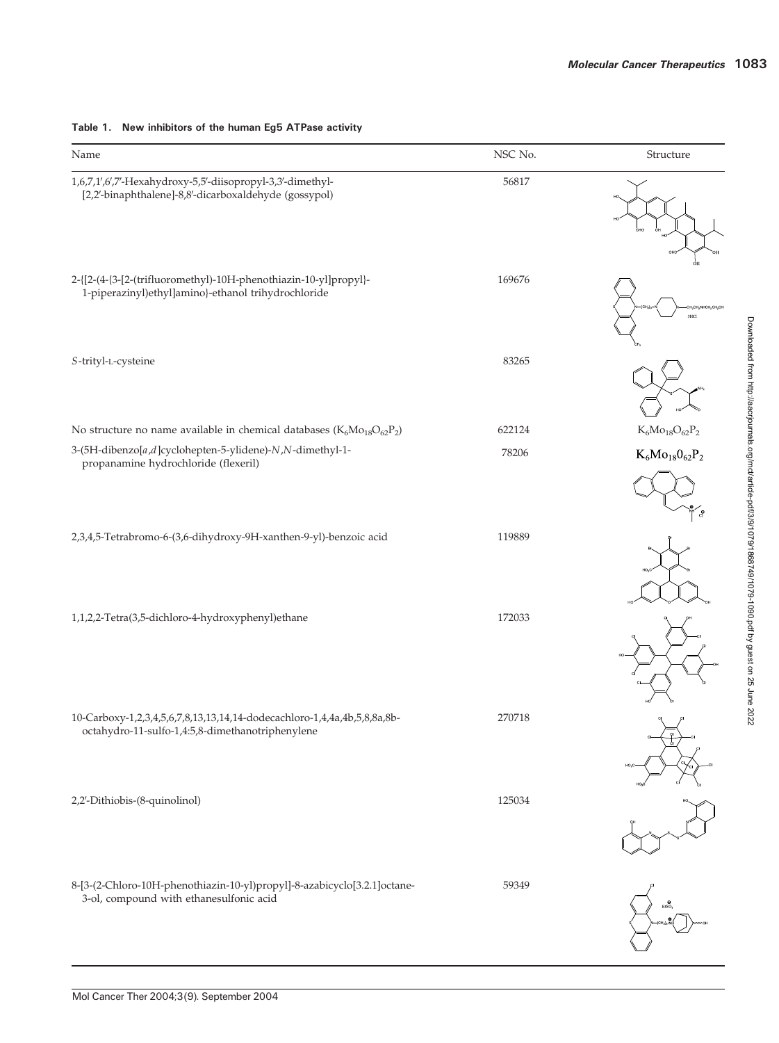**Table 1. New inhibitors of the human Eg5 ATPase activity**

| Name | NSC No. | Structure |
|---|---|---|
| 1,6,7,1′,6′,7′-Hexahydroxy-5,5′-diisopropyl-3,3′-dimethyl-[2,2′-binaphthalene]-8,8′-dicarboxaldehyde (gossypol) | 56817 | |
| 2-{[2-(4-{3-[2-(trifluoromethyl)-10H-phenothiazin-10-yl]propyl}-1-piperazinyl)ethyl]amino}-ethanol trihydrochloride | 169676 | |
| *S*-trityl-L-cysteine | 83265 | |
| No structure no name available in chemical databases ($K_6Mo_{18}O_{62}P_2$) | 622124 | $K_6Mo_{18}O_{62}P_2$ |
| 3-(5H-dibenzo[*a*,*d*]cyclohepten-5-ylidene)-*N*,*N*-dimethyl-1-propanamine hydrochloride (flexeril) | 78206 | |
| 2,3,4,5-Tetrabromo-6-(3,6-dihydroxy-9H-xanthen-9-yl)-benzoic acid | 119889 | |
| 1,1,2,2-Tetra(3,5-dichloro-4-hydroxyphenyl)ethane | 172033 | |
| 10-Carboxy-1,2,3,4,5,6,7,8,13,13,14,14-dodecachloro-1,4,4a,4b,5,8,8a,8b-octahydro-11-sulfo-1,4:5,8-dimethanotriphenylene | 270718 | |
| 2,2′-Dithiobis-(8-quinolinol) | 125034 | |
| 8-[3-(2-Chloro-10H-phenothiazin-10-yl)propyl]-8-azabicyclo[3.2.1]octane-3-ol, compound with ethanesulfonic acid | 59349 | |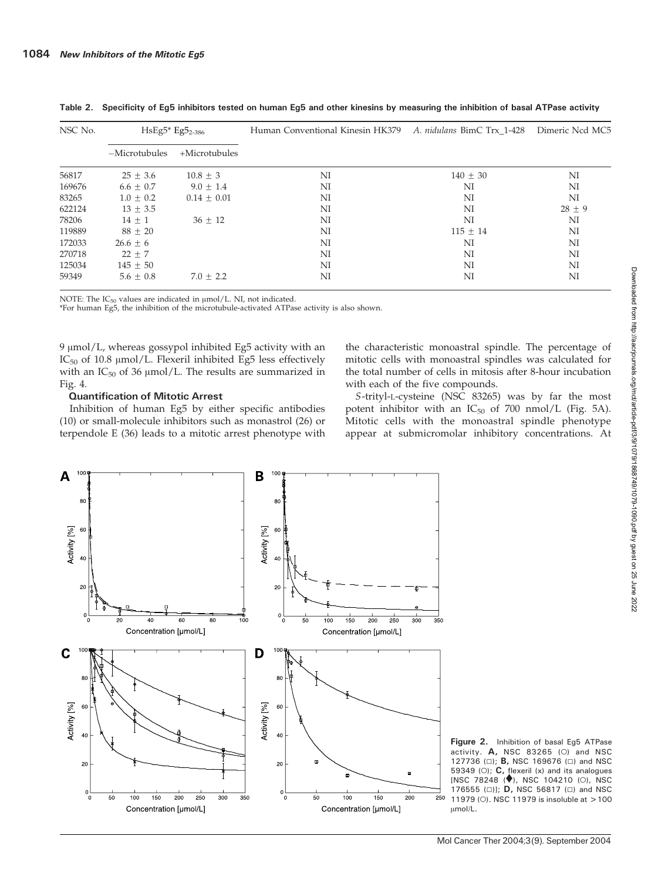**Table 2. Specificity of Eg5 inhibitors tested on human Eg5 and other kinesins by measuring the inhibition of basal ATPase activity**

| NSC No. | HsEg5* $Eg5_{2-386}$ | | Human Conventional Kinesin HK379 | *A. nidulans* BimC Trx_1-428 | Dimeric Ncd MC5 |
|---|---|---|---|---|---|
| | −Microtubules | +Microtubules | | | |
| 56817 | 25 ± 3.6 | 10.8 ± 3 | NI | 140 ± 30 | NI |
| 169676 | 6.6 ± 0.7 | 9.0 ± 1.4 | NI | NI | NI |
| 83265 | 1.0 ± 0.2 | 0.14 ± 0.01 | NI | NI | NI |
| 622124 | 13 ± 3.5 | | NI | NI | 28 ± 9 |
| 78206 | 14 ± 1 | 36 ± 12 | NI | NI | NI |
| 119889 | 88 ± 20 | | NI | 115 ± 14 | NI |
| 172033 | 26.6 ± 6 | | NI | NI | NI |
| 270718 | 22 ± 7 | | NI | NI | NI |
| 125034 | 145 ± 50 | | NI | NI | NI |
| 59349 | 5.6 ± 0.8 | 7.0 ± 2.2 | NI | NI | NI |

NOTE: The $IC_{50}$ values are indicated in μmol/L. NI, not indicated.
*For human Eg5, the inhibition of the microtubule-activated ATPase activity is also shown.

9 μmol/L, whereas gossypol inhibited Eg5 activity with an $IC_{50}$ of 10.8 μmol/L. Flexeril inhibited Eg5 less effectively with an $IC_{50}$ of 36 μmol/L. The results are summarized in Fig. 4.

### Quantification of Mitotic Arrest

Inhibition of human Eg5 by either specific antibodies (10) or small-molecule inhibitors such as monastrol (26) or terpendole E (36) leads to a mitotic arrest phenotype with the characteristic monoastral spindle. The percentage of mitotic cells with monoastral spindles was calculated for the total number of cells in mitosis after 8-hour incubation with each of the five compounds.

*S*-trityl-L-cysteine (NSC 83265) was by far the most potent inhibitor with an $IC_{50}$ of 700 nmol/L (Fig. 5A). Mitotic cells with the monoastral spindle phenotype appear at submicromolar inhibitory concentrations. At

**Figure 2.** Inhibition of basal Eg5 ATPase activity. **A,** NSC 83265 (○) and NSC 127736 (□); **B,** NSC 169676 (□) and NSC 59349 (○); **C,** flexeril (x) and its analogues [NSC 78248 (♦), NSC 104210 (○), NSC 176555 (□)]; **D,** NSC 56817 (□) and NSC 11979 (○). NSC 11979 is insoluble at >100 μmol/L.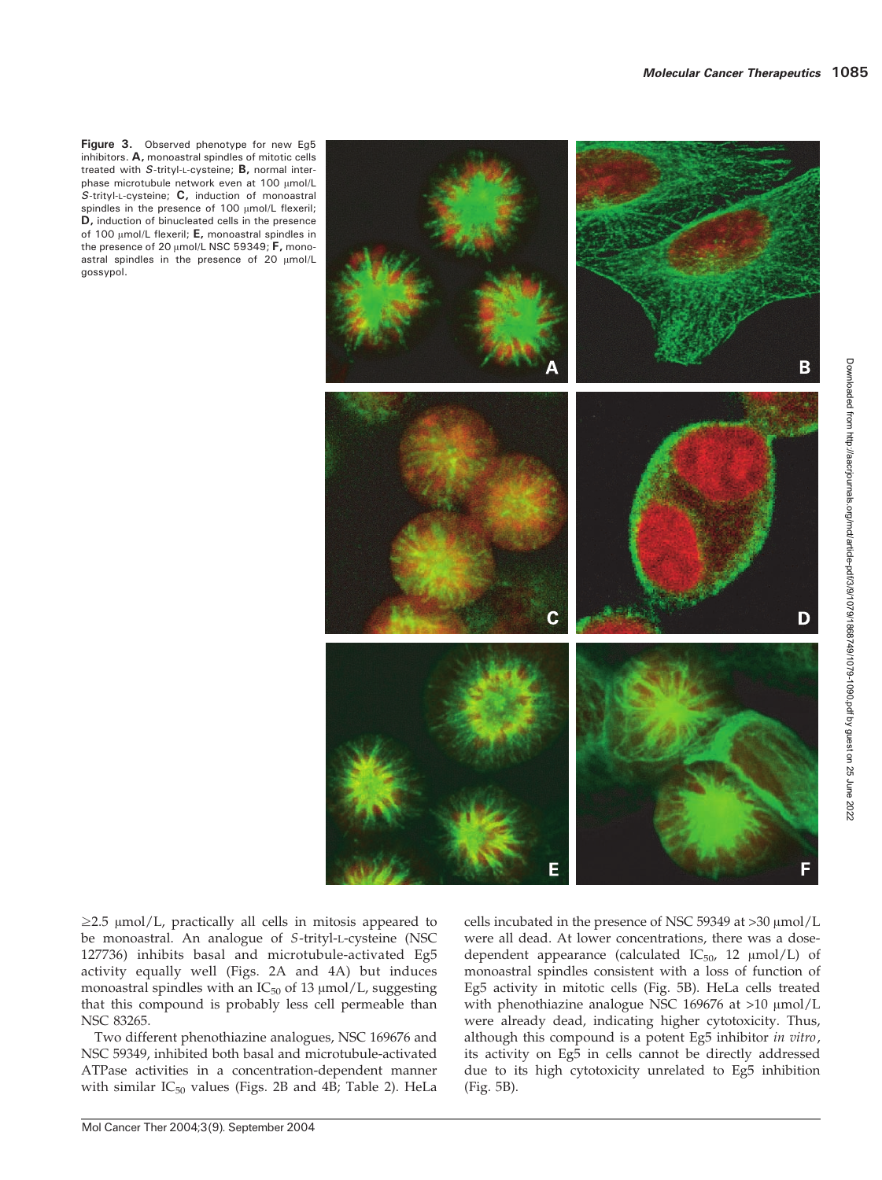**Figure 3.** Observed phenotype for new Eg5 inhibitors. **A,** monoastral spindles of mitotic cells treated with *S*-trityl-L-cysteine; **B,** normal interphase microtubule network even at 100 μmol/L *S*-trityl-L-cysteine; **C,** induction of monoastral spindles in the presence of 100 μmol/L flexeril; **D,** induction of binucleated cells in the presence of 100 μmol/L flexeril; **E,** monoastral spindles in the presence of 20 μmol/L NSC 59349; **F,** monoastral spindles in the presence of 20 μmol/L gossypol.

≥2.5 μmol/L, practically all cells in mitosis appeared to be monoastral. An analogue of *S*-trityl-L-cysteine (NSC 127736) inhibits basal and microtubule-activated Eg5 activity equally well (Figs. 2A and 4A) but induces monoastral spindles with an $IC_{50}$ of 13 μmol/L, suggesting that this compound is probably less cell permeable than NSC 83265.

Two different phenothiazine analogues, NSC 169676 and NSC 59349, inhibited both basal and microtubule-activated ATPase activities in a concentration-dependent manner with similar $IC_{50}$ values (Figs. 2B and 4B; Table 2). HeLa cells incubated in the presence of NSC 59349 at >30 μmol/L were all dead. At lower concentrations, there was a dose-dependent appearance (calculated $IC_{50}$, 12 μmol/L) of monoastral spindles consistent with a loss of function of Eg5 activity in mitotic cells (Fig. 5B). HeLa cells treated with phenothiazine analogue NSC 169676 at >10 μmol/L were already dead, indicating higher cytotoxicity. Thus, although this compound is a potent Eg5 inhibitor *in vitro*, its activity on Eg5 in cells cannot be directly addressed due to its high cytotoxicity unrelated to Eg5 inhibition (Fig. 5B).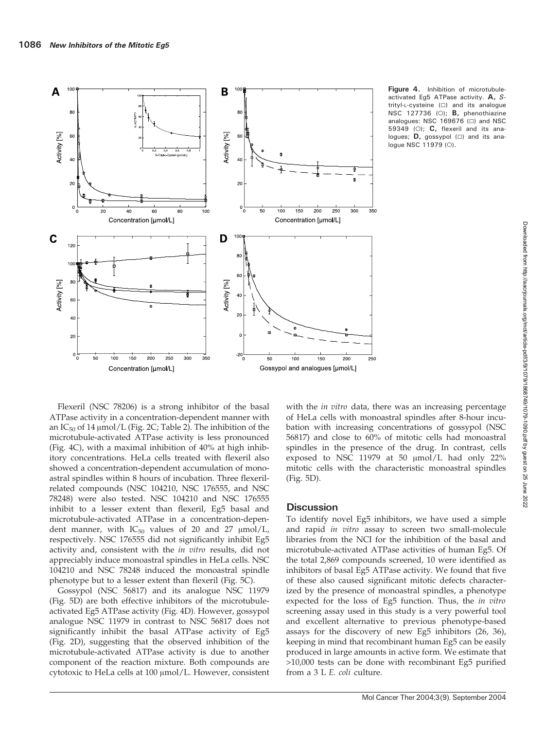Figure 4. Inhibition of microtubule-activated Eg5 ATPase activity. **A,** *S*-trityl-L-cysteine (□) and its analogue NSC 127736 (○); **B,** phenothiazine analogues: NSC 169676 (□) and NSC 59349 (○); **C,** flexeril and its analogues; **D,** gossypol (□) and its analogue NSC 11979 (○).

Flexeril (NSC 78206) is a strong inhibitor of the basal ATPase activity in a concentration-dependent manner with an $IC_{50}$ of 14 μmol/L (Fig. 2C; Table 2). The inhibition of the microtubule-activated ATPase activity is less pronounced (Fig. 4C), with a maximal inhibition of 40% at high inhibitory concentrations. HeLa cells treated with flexeril also showed a concentration-dependent accumulation of monoastral spindles within 8 hours of incubation. Three flexeril-related compounds (NSC 104210, NSC 176555, and NSC 78248) were also tested. NSC 104210 and NSC 176555 inhibit to a lesser extent than flexeril, Eg5 basal and microtubule-activated ATPase in a concentration-dependent manner, with $IC_{50}$ values of 20 and 27 μmol/L, respectively. NSC 176555 did not significantly inhibit Eg5 activity and, consistent with the *in vitro* results, did not appreciably induce monoastral spindles in HeLa cells. NSC 104210 and NSC 78248 induced the monoastral spindle phenotype but to a lesser extent than flexeril (Fig. 5C).

Gossypol (NSC 56817) and its analogue NSC 11979 (Fig. 5D) are both effective inhibitors of the microtubule-activated Eg5 ATPase activity (Fig. 4D). However, gossypol analogue NSC 11979 in contrast to NSC 56817 does not significantly inhibit the basal ATPase activity of Eg5 (Fig. 2D), suggesting that the observed inhibition of the microtubule-activated ATPase activity is due to another component of the reaction mixture. Both compounds are cytotoxic to HeLa cells at 100 μmol/L. However, consistent with the *in vitro* data, there was an increasing percentage of HeLa cells with monoastral spindles after 8-hour incubation with increasing concentrations of gossypol (NSC 56817) and close to 60% of mitotic cells had monoastral spindles in the presence of the drug. In contrast, cells exposed to NSC 11979 at 50 μmol/L had only 22% mitotic cells with the characteristic monoastral spindles (Fig. 5D).

## Discussion

To identify novel Eg5 inhibitors, we have used a simple and rapid *in vitro* assay to screen two small-molecule libraries from the NCI for the inhibition of the basal and microtubule-activated ATPase activities of human Eg5. Of the total 2,869 compounds screened, 10 were identified as inhibitors of basal Eg5 ATPase activity. We found that five of these also caused significant mitotic defects characterized by the presence of monoastral spindles, a phenotype expected for the loss of Eg5 function. Thus, the *in vitro* screening assay used in this study is a very powerful tool and excellent alternative to previous phenotype-based assays for the discovery of new Eg5 inhibitors (26, 36), keeping in mind that recombinant human Eg5 can be easily produced in large amounts in active form. We estimate that >10,000 tests can be done with recombinant Eg5 purified from a 3 L *E. coli* culture.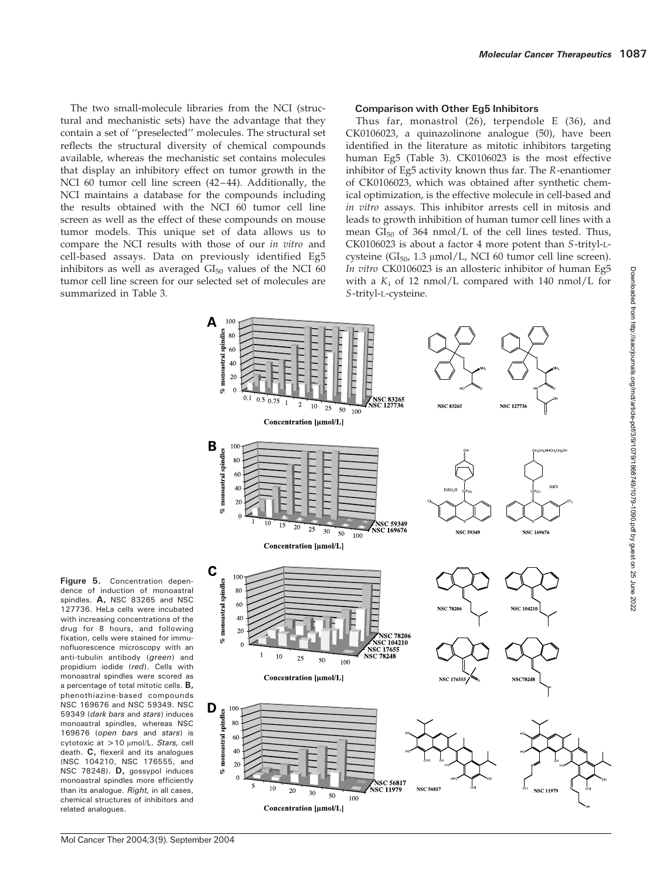The two small-molecule libraries from the NCI (structural and mechanistic sets) have the advantage that they contain a set of ''preselected'' molecules. The structural set reflects the structural diversity of chemical compounds available, whereas the mechanistic set contains molecules that display an inhibitory effect on tumor growth in the NCI 60 tumor cell line screen (42–44). Additionally, the NCI maintains a database for the compounds including the results obtained with the NCI 60 tumor cell line screen as well as the effect of these compounds on mouse tumor models. This unique set of data allows us to compare the NCI results with those of our *in vitro* and cell-based assays. Data on previously identified Eg5 inhibitors as well as averaged $GI_{50}$ values of the NCI 60 tumor cell line screen for our selected set of molecules are summarized in Table 3.

#### Comparison with Other Eg5 Inhibitors

Thus far, monastrol (26), terpendole E (36), and CK0106023, a quinazolinone analogue (50), have been identified in the literature as mitotic inhibitors targeting human Eg5 (Table 3). CK0106023 is the most effective inhibitor of Eg5 activity known thus far. The *R*-enantiomer of CK0106023, which was obtained after synthetic chemical optimization, is the effective molecule in cell-based and *in vitro* assays. This inhibitor arrests cell in mitosis and leads to growth inhibition of human tumor cell lines with a mean $GI_{50}$ of 364 nmol/L of the cell lines tested. Thus, CK0106023 is about a factor 4 more potent than *S*-trityl-L-cysteine ($GI_{50}$, 1.3 μmol/L, NCI 60 tumor cell line screen). *In vitro* CK0106023 is an allosteric inhibitor of human Eg5 with a $K_i$ of 12 nmol/L compared with 140 nmol/L for *S*-trityl-L-cysteine.

**Figure 5.** Concentration dependence of induction of monoastral spindles. **A,** NSC 83265 and NSC 127736. HeLa cells were incubated with increasing concentrations of the drug for 8 hours, and following fixation, cells were stained for immunofluorescence microscopy with an anti-tubulin antibody (*green*) and propidium iodide (*red*). Cells with monoastral spindles were scored as a percentage of total mitotic cells. **B,** phenothiazine-based compounds NSC 169676 and NSC 59349. NSC 59349 (*dark bars* and *stars*) induces monoastral spindles, whereas NSC 169676 (*open bars* and *stars*) is cytotoxic at >10 μmol/L. *Stars,* cell death. **C,** flexeril and its analogues (NSC 104210, NSC 176555, and NSC 78248). **D,** gossypol induces monoastral spindles more efficiently than its analogue. *Right,* in all cases, chemical structures of inhibitors and related analogues.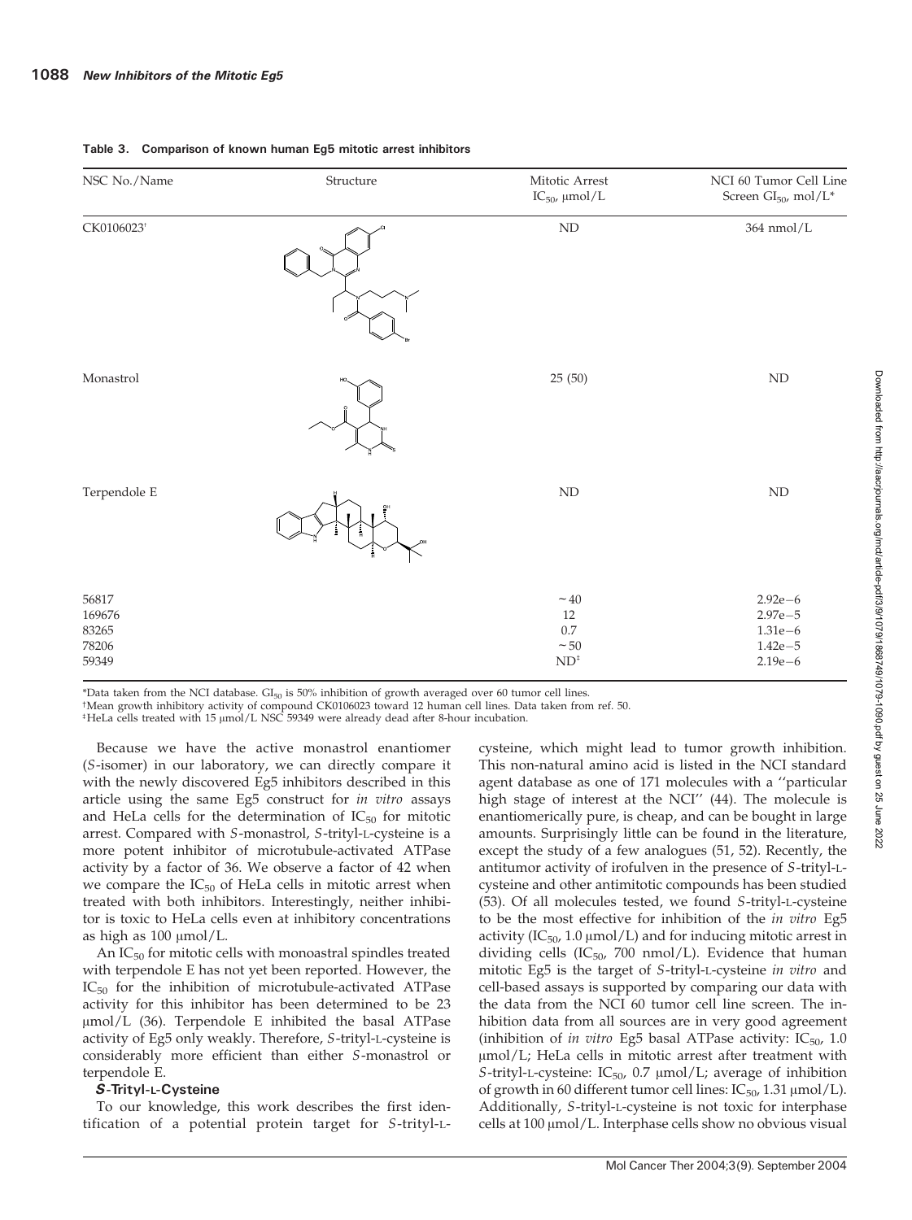**Table 3. Comparison of known human Eg5 mitotic arrest inhibitors**

| NSC No./Name | Structure | Mitotic Arrest $IC_{50}$, μmol/L | NCI 60 Tumor Cell Line Screen $GI_{50}$, mol/L* |
|---|---|---|---|
| CK0106023[†] | | ND | 364 nmol/L |
| Monastrol | | 25 (50) | ND |
| Terpendole E | | ND | ND |
| 56817 | | ~40 | 2.92e−6 |
| 169676 | | 12 | 2.97e−5 |
| 83265 | | 0.7 | 1.31e−6 |
| 78206 | | ~50 | 1.42e−5 |
| 59349 | | ND[‡] | 2.19e−6 |

*Data taken from the NCI database. $GI_{50}$ is 50% inhibition of growth averaged over 60 tumor cell lines.
[†]Mean growth inhibitory activity of compound CK0106023 toward 12 human cell lines. Data taken from ref. 50.
[‡]HeLa cells treated with 15 μmol/L NSC 59349 were already dead after 8-hour incubation.

Because we have the active monastrol enantiomer (*S*-isomer) in our laboratory, we can directly compare it with the newly discovered Eg5 inhibitors described in this article using the same Eg5 construct for *in vitro* assays and HeLa cells for the determination of $IC_{50}$ for mitotic arrest. Compared with *S*-monastrol, *S*-trityl-L-cysteine is a more potent inhibitor of microtubule-activated ATPase activity by a factor of 36. We observe a factor of 42 when we compare the $IC_{50}$ of HeLa cells in mitotic arrest when treated with both inhibitors. Interestingly, neither inhibitor is toxic to HeLa cells even at inhibitory concentrations as high as 100 μmol/L.

An $IC_{50}$ for mitotic cells with monoastral spindles treated with terpendole E has not yet been reported. However, the $IC_{50}$ for the inhibition of microtubule-activated ATPase activity for this inhibitor has been determined to be 23 μmol/L (36). Terpendole E inhibited the basal ATPase activity of Eg5 only weakly. Therefore, *S*-trityl-L-cysteine is considerably more efficient than either *S*-monastrol or terpendole E.

### *S*-Trityl-L-Cysteine

To our knowledge, this work describes the first identification of a potential protein target for *S*-trityl-L-cysteine, which might lead to tumor growth inhibition. This non-natural amino acid is listed in the NCI standard agent database as one of 171 molecules with a "particular high stage of interest at the NCI" (44). The molecule is enantiomerically pure, is cheap, and can be bought in large amounts. Surprisingly little can be found in the literature, except the study of a few analogues (51, 52). Recently, the antitumor activity of irofulven in the presence of *S*-trityl-L-cysteine and other antimitotic compounds has been studied (53). Of all molecules tested, we found *S*-trityl-L-cysteine to be the most effective for inhibition of the *in vitro* Eg5 activity ($IC_{50}$, 1.0 μmol/L) and for inducing mitotic arrest in dividing cells ($IC_{50}$, 700 nmol/L). Evidence that human mitotic Eg5 is the target of *S*-trityl-L-cysteine *in vitro* and cell-based assays is supported by comparing our data with the data from the NCI 60 tumor cell line screen. The inhibition data from all sources are in very good agreement (inhibition of *in vitro* Eg5 basal ATPase activity: $IC_{50}$, 1.0 μmol/L; HeLa cells in mitotic arrest after treatment with *S*-trityl-L-cysteine: $IC_{50}$, 0.7 μmol/L; average of inhibition of growth in 60 different tumor cell lines: $IC_{50}$, 1.31 μmol/L). Additionally, *S*-trityl-L-cysteine is not toxic for interphase cells at 100 μmol/L. Interphase cells show no obvious visual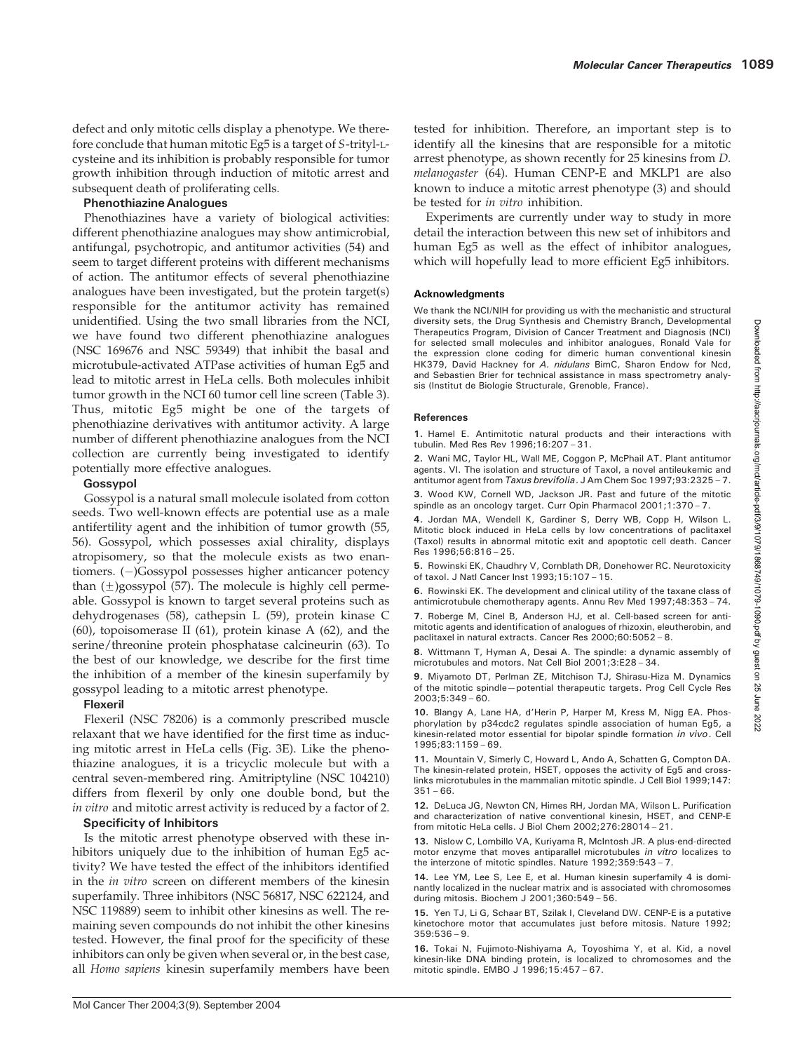defect and only mitotic cells display a phenotype. We therefore conclude that human mitotic Eg5 is a target of *S*-trityl-L-cysteine and its inhibition is probably responsible for tumor growth inhibition through induction of mitotic arrest and subsequent death of proliferating cells.

### Phenothiazine Analogues

Phenothiazines have a variety of biological activities: different phenothiazine analogues may show antimicrobial, antifungal, psychotropic, and antitumor activities (54) and seem to target different proteins with different mechanisms of action. The antitumor effects of several phenothiazine analogues have been investigated, but the protein target(s) responsible for the antitumor activity has remained unidentified. Using the two small libraries from the NCI, we have found two different phenothiazine analogues (NSC 169676 and NSC 59349) that inhibit the basal and microtubule-activated ATPase activities of human Eg5 and lead to mitotic arrest in HeLa cells. Both molecules inhibit tumor growth in the NCI 60 tumor cell line screen (Table 3). Thus, mitotic Eg5 might be one of the targets of phenothiazine derivatives with antitumor activity. A large number of different phenothiazine analogues from the NCI collection are currently being investigated to identify potentially more effective analogues.

### Gossypol

Gossypol is a natural small molecule isolated from cotton seeds. Two well-known effects are potential use as a male antifertility agent and the inhibition of tumor growth (55, 56). Gossypol, which possesses axial chirality, displays atropisomery, so that the molecule exists as two enantiomers. (−)Gossypol possesses higher anticancer potency than (±)gossypol (57). The molecule is highly cell permeable. Gossypol is known to target several proteins such as dehydrogenases (58), cathepsin L (59), protein kinase C (60), topoisomerase II (61), protein kinase A (62), and the serine/threonine protein phosphatase calcineurin (63). To the best of our knowledge, we describe for the first time the inhibition of a member of the kinesin superfamily by gossypol leading to a mitotic arrest phenotype.

### Flexeril

Flexeril (NSC 78206) is a commonly prescribed muscle relaxant that we have identified for the first time as inducing mitotic arrest in HeLa cells (Fig. 3E). Like the phenothiazine analogues, it is a tricyclic molecule but with a central seven-membered ring. Amitriptyline (NSC 104210) differs from flexeril by only one double bond, but the *in vitro* and mitotic arrest activity is reduced by a factor of 2.

### Specificity of Inhibitors

Is the mitotic arrest phenotype observed with these inhibitors uniquely due to the inhibition of human Eg5 activity? We have tested the effect of the inhibitors identified in the *in vitro* screen on different members of the kinesin superfamily. Three inhibitors (NSC 56817, NSC 622124, and NSC 119889) seem to inhibit other kinesins as well. The remaining seven compounds do not inhibit the other kinesins tested. However, the final proof for the specificity of these inhibitors can only be given when several or, in the best case, all *Homo sapiens* kinesin superfamily members have been tested for inhibition. Therefore, an important step is to identify all the kinesins that are responsible for a mitotic arrest phenotype, as shown recently for 25 kinesins from *D. melanogaster* (64). Human CENP-E and MKLP1 are also known to induce a mitotic arrest phenotype (3) and should be tested for *in vitro* inhibition.

Experiments are currently under way to study in more detail the interaction between this new set of inhibitors and human Eg5 as well as the effect of inhibitor analogues, which will hopefully lead to more efficient Eg5 inhibitors.

## Acknowledgments

We thank the NCI/NIH for providing us with the mechanistic and structural diversity sets, the Drug Synthesis and Chemistry Branch, Developmental Therapeutics Program, Division of Cancer Treatment and Diagnosis (NCI) for selected small molecules and inhibitor analogues, Ronald Vale for the expression clone coding for dimeric human conventional kinesin HK379, David Hackney for *A. nidulans* BimC, Sharon Endow for Ncd, and Sebastien Brier for technical assistance in mass spectrometry analysis (Institut de Biologie Structurale, Grenoble, France).

## References

1. Hamel E. Antimitotic natural products and their interactions with tubulin. Med Res Rev 1996;16:207 – 31.
2. Wani MC, Taylor HL, Wall ME, Coggon P, McPhail AT. Plant antitumor agents. VI. The isolation and structure of Taxol, a novel antileukemic and antitumor agent from *Taxus brevifolia*. J Am Chem Soc 1997;93:2325 – 7.
3. Wood KW, Cornell WD, Jackson JR. Past and future of the mitotic spindle as an oncology target. Curr Opin Pharmacol 2001;1:370 – 7.
4. Jordan MA, Wendell K, Gardiner S, Derry WB, Copp H, Wilson L. Mitotic block induced in HeLa cells by low concentrations of paclitaxel (Taxol) results in abnormal mitotic exit and apoptotic cell death. Cancer Res 1996;56:816 – 25.
5. Rowinski EK, Chaudhry V, Cornblath DR, Donehower RC. Neurotoxicity of taxol. J Natl Cancer Inst 1993;15:107 – 15.
6. Rowinski EK. The development and clinical utility of the taxane class of antimicrotubule chemotherapy agents. Annu Rev Med 1997;48:353 – 74.
7. Roberge M, Cinel B, Anderson HJ, et al. Cell-based screen for antimitotic agents and identification of analogues of rhizoxin, eleutherobin, and paclitaxel in natural extracts. Cancer Res 2000;60:5052 – 8.
8. Wittmann T, Hyman A, Desai A. The spindle: a dynamic assembly of microtubules and motors. Nat Cell Biol 2001;3:E28 – 34.
9. Miyamoto DT, Perlman ZE, Mitchison TJ, Shirasu-Hiza M. Dynamics of the mitotic spindle—potential therapeutic targets. Prog Cell Cycle Res 2003;5:349 – 60.
10. Blangy A, Lane HA, d'Herin P, Harper M, Kress M, Nigg EA. Phosphorylation by p34cdc2 regulates spindle association of human Eg5, a kinesin-related motor essential for bipolar spindle formation *in vivo*. Cell 1995;83:1159 – 69.
11. Mountain V, Simerly C, Howard L, Ando A, Schatten G, Compton DA. The kinesin-related protein, HSET, opposes the activity of Eg5 and cross-links microtubules in the mammalian mitotic spindle. J Cell Biol 1999;147: 351 – 66.
12. DeLuca JG, Newton CN, Himes RH, Jordan MA, Wilson L. Purification and characterization of native conventional kinesin, HSET, and CENP-E from mitotic HeLa cells. J Biol Chem 2002;276:28014 – 21.
13. Nislow C, Lombillo VA, Kuriyama R, McIntosh JR. A plus-end-directed motor enzyme that moves antiparallel microtubules *in vitro* localizes to the interzone of mitotic spindles. Nature 1992;359:543 – 7.
14. Lee YM, Lee S, Lee E, et al. Human kinesin superfamily 4 is dominantly localized in the nuclear matrix and is associated with chromosomes during mitosis. Biochem J 2001;360:549 – 56.
15. Yen TJ, Li G, Schaar BT, Szilak I, Cleveland DW. CENP-E is a putative kinetochore motor that accumulates just before mitosis. Nature 1992; 359:536 – 9.
16. Tokai N, Fujimoto-Nishiyama A, Toyoshima Y, et al. Kid, a novel kinesin-like DNA binding protein, is localized to chromosomes and the mitotic spindle. EMBO J 1996;15:457 – 67.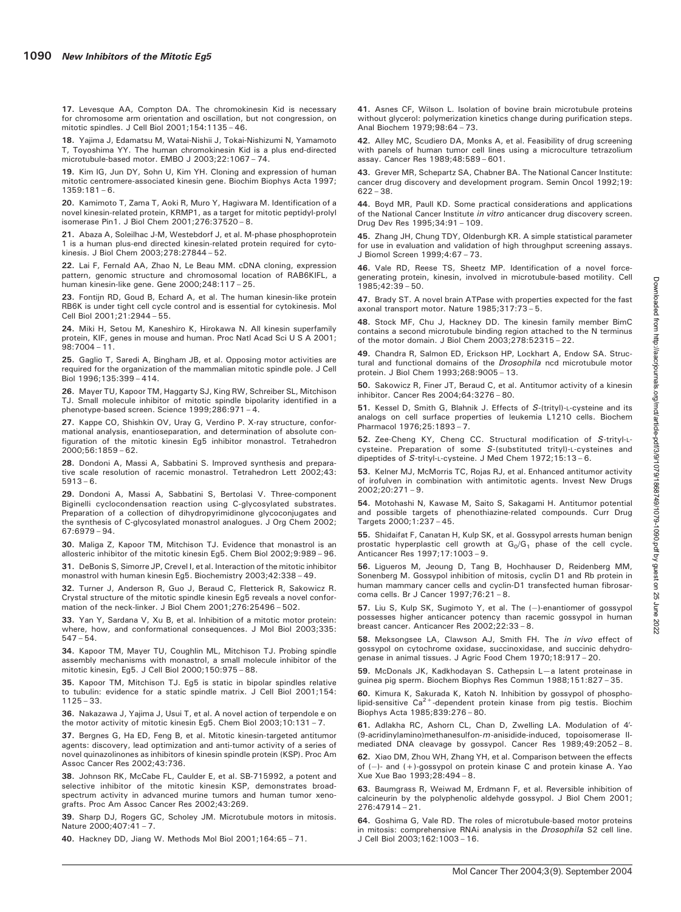17. Levesque AA, Compton DA. The chromokinesin Kid is necessary for chromosome arm orientation and oscillation, but not congression, on mitotic spindles. J Cell Biol 2001;154:1135 – 46.

18. Yajima J, Edamatsu M, Watai-Nishii J, Tokai-Nishizumi N, Yamamoto T, Toyoshima YY. The human chromokinesin Kid is a plus end-directed microtubule-based motor. EMBO J 2003;22:1067 – 74.

19. Kim IG, Jun DY, Sohn U, Kim YH. Cloning and expression of human mitotic centromere-associated kinesin gene. Biochim Biophys Acta 1997; 1359:181 – 6.

20. Kamimoto T, Zama T, Aoki R, Muro Y, Hagiwara M. Identification of a novel kinesin-related protein, KRMP1, as a target for mitotic peptidyl-prolyl isomerase Pin1. J Biol Chem 2001;276:37520 – 8.

21. Abaza A, Soleilhac J-M, Westebdorf J, et al. M-phase phosphoprotein 1 is a human plus-end directed kinesin-related protein required for cytokinesis. J Biol Chem 2003;278:27844 – 52.

22. Lai F, Fernald AA, Zhao N, Le Beau MM. cDNA cloning, expression pattern, genomic structure and chromosomal location of RAB6KIFL, a human kinesin-like gene. Gene 2000;248:117 – 25.

23. Fontijn RD, Goud B, Echard A, et al. The human kinesin-like protein RB6K is under tight cell cycle control and is essential for cytokinesis. Mol Cell Biol 2001;21:2944 – 55.

24. Miki H, Setou M, Kaneshiro K, Hirokawa N. All kinesin superfamily protein, KIF, genes in mouse and human. Proc Natl Acad Sci U S A 2001; 98:7004 – 11.

25. Gaglio T, Saredi A, Bingham JB, et al. Opposing motor activities are required for the organization of the mammalian mitotic spindle pole. J Cell Biol 1996;135:399 – 414.

26. Mayer TU, Kapoor TM, Haggarty SJ, King RW, Schreiber SL, Mitchison TJ. Small molecule inhibitor of mitotic spindle bipolarity identified in a phenotype-based screen. Science 1999;286:971 – 4.

27. Kappe CO, Shishkin OV, Uray G, Verdino P. X-ray structure, conformational analysis, enantioseparation, and determination of absolute configuration of the mitotic kinesin Eg5 inhibitor monastrol. Tetrahedron 2000;56:1859 – 62.

28. Dondoni A, Massi A, Sabbatini S. Improved synthesis and preparative scale resolution of racemic monastrol. Tetrahedron Lett 2002;43: 5913 – 6.

29. Dondoni A, Massi A, Sabbatini S, Bertolasi V. Three-component Biginelli cyclocondensation reaction using C-glycosylated substrates. Preparation of a collection of dihydropyrimidinone glycoconjugates and the synthesis of C-glycosylated monastrol analogues. J Org Chem 2002; 67:6979 – 94.

30. Maliga Z, Kapoor TM, Mitchison TJ. Evidence that monastrol is an allosteric inhibitor of the mitotic kinesin Eg5. Chem Biol 2002;9:989 – 96.

31. DeBonis S, Simorre JP, Crevel I, et al. Interaction of the mitotic inhibitor monastrol with human kinesin Eg5. Biochemistry 2003;42:338 – 49.

32. Turner J, Anderson R, Guo J, Beraud C, Fletterick R, Sakowicz R. Crystal structure of the mitotic spindle kinesin Eg5 reveals a novel conformation of the neck-linker. J Biol Chem 2001;276:25496 – 502.

33. Yan Y, Sardana V, Xu B, et al. Inhibition of a mitotic motor protein: where, how, and conformational consequences. J Mol Biol 2003;335: 547 – 54.

34. Kapoor TM, Mayer TU, Coughlin ML, Mitchison TJ. Probing spindle assembly mechanisms with monastrol, a small molecule inhibitor of the mitotic kinesin, Eg5. J Cell Biol 2000;150:975 – 88.

35. Kapoor TM, Mitchison TJ. Eg5 is static in bipolar spindles relative to tubulin: evidence for a static spindle matrix. J Cell Biol 2001;154: 1125 – 33.

36. Nakazawa J, Yajima J, Usui T, et al. A novel action of terpendole e on the motor activity of mitotic kinesin Eg5. Chem Biol 2003;10:131 – 7.

37. Bergnes G, Ha ED, Feng B, et al. Mitotic kinesin-targeted antitumor agents: discovery, lead optimization and anti-tumor activity of a series of novel quinazolinones as inhibitors of kinesin spindle protein (KSP). Proc Am Assoc Cancer Res 2002;43:736.

38. Johnson RK, McCabe FL, Caulder E, et al. SB-715992, a potent and selective inhibitor of the mitotic kinesin KSP, demonstrates broad-spectrum activity in advanced murine tumors and human tumor xenografts. Proc Am Assoc Cancer Res 2002;43:269.

39. Sharp DJ, Rogers GC, Scholey JM. Microtubule motors in mitosis. Nature 2000;407:41 – 7.

40. Hackney DD, Jiang W. Methods Mol Biol 2001;164:65 – 71.

41. Asnes CF, Wilson L. Isolation of bovine brain microtubule proteins without glycerol: polymerization kinetics change during purification steps. Anal Biochem 1979;98:64 – 73.

42. Alley MC, Scudiero DA, Monks A, et al. Feasibility of drug screening with panels of human tumor cell lines using a microculture tetrazolium assay. Cancer Res 1989;48:589 – 601.

43. Grever MR, Schepartz SA, Chabner BA. The National Cancer Institute: cancer drug discovery and development program. Semin Oncol 1992;19: 622 – 38.

44. Boyd MR, Paull KD. Some practical considerations and applications of the National Cancer Institute *in vitro* anticancer drug discovery screen. Drug Dev Res 1995;34:91 – 109.

45. Zhang JH, Chung TDY, Oldenburgh KR. A simple statistical parameter for use in evaluation and validation of high throughput screening assays. J Biomol Screen 1999;4:67 – 73.

46. Vale RD, Reese TS, Sheetz MP. Identification of a novel force-generating protein, kinesin, involved in microtubule-based motility. Cell 1985;42:39 – 50.

47. Brady ST. A novel brain ATPase with properties expected for the fast axonal transport motor. Nature 1985;317:73 – 5.

48. Stock MF, Chu J, Hackney DD. The kinesin family member BimC contains a second microtubule binding region attached to the N terminus of the motor domain. J Biol Chem 2003;278:52315 – 22.

49. Chandra R, Salmon ED, Erickson HP, Lockhart A, Endow SA. Structural and functional domains of the *Drosophila* ncd microtubule motor protein. J Biol Chem 1993;268:9005 – 13.

50. Sakowicz R, Finer JT, Beraud C, et al. Antitumor activity of a kinesin inhibitor. Cancer Res 2004;64:3276 – 80.

51. Kessel D, Smith G, Blahnik J. Effects of *S*-(trityl)-L-cysteine and its analogs on cell surface properties of leukemia L1210 cells. Biochem Pharmacol 1976;25:1893 – 7.

52. Zee-Cheng KY, Cheng CC. Structural modification of *S*-trityl-L-cysteine. Preparation of some *S*-(substituted trityl)-L-cysteines and dipeptides of *S*-trityl-L-cysteine. J Med Chem 1972;15:13 – 6.

53. Kelner MJ, McMorris TC, Rojas RJ, et al. Enhanced antitumor activity of irofulven in combination with antimitotic agents. Invest New Drugs 2002;20:271 – 9.

54. Motohashi N, Kawase M, Saito S, Sakagami H. Antitumor potential and possible targets of phenothiazine-related compounds. Curr Drug Targets 2000;1:237 – 45.

55. Shidaifat F, Canatan H, Kulp SK, et al. Gossypol arrests human benign prostatic hyperplastic cell growth at $G_0/G_1$ phase of the cell cycle. Anticancer Res 1997;17:1003 – 9.

56. Ligueros M, Jeoung D, Tang B, Hochhauser D, Reidenberg MM, Sonenberg M. Gossypol inhibition of mitosis, cyclin D1 and Rb protein in human mammary cancer cells and cyclin-D1 transfected human fibrosarcoma cells. Br J Cancer 1997;76:21 – 8.

57. Liu S, Kulp SK, Sugimoto Y, et al. The (−)-enantiomer of gossypol possesses higher anticancer potency than racemic gossypol in human breast cancer. Anticancer Res 2002;22:33 – 8.

58. Meksongsee LA, Clawson AJ, Smith FH. The *in vivo* effect of gossypol on cytochrome oxidase, succinoxidase, and succinic dehydrogenase in animal tissues. J Agric Food Chem 1970;18:917 – 20.

59. McDonals JK, Kadkhodayan S. Cathepsin L—a latent proteinase in guinea pig sperm. Biochem Biophys Res Commun 1988;151:827 – 35.

60. Kimura K, Sakurada K, Katoh N. Inhibition by gossypol of phospholipid-sensitive $Ca^{2+}$-dependent protein kinase from pig testis. Biochim Biophys Acta 1985;839:276 – 80.

61. Adlakha RC, Ashorn CL, Chan D, Zwelling LA. Modulation of 4′-(9-acridinylamino)methanesulfon-*m*-anisidide-induced, topoisomerase II-mediated DNA cleavage by gossypol. Cancer Res 1989;49:2052 – 8.

62. Xiao DM, Zhou WH, Zhang YH, et al. Comparison between the effects of (−)- and (+)-gossypol on protein kinase C and protein kinase A. Yao Xue Xue Bao 1993;28:494 – 8.

63. Baumgrass R, Weiwad M, Erdmann F, et al. Reversible inhibition of calcineurin by the polyphenolic aldehyde gossypol. J Biol Chem 2001; 276:47914 – 21.

64. Goshima G, Vale RD. The roles of microtubule-based motor proteins in mitosis: comprehensive RNAi analysis in the *Drosophila* S2 cell line. J Cell Biol 2003;162:1003 – 16.